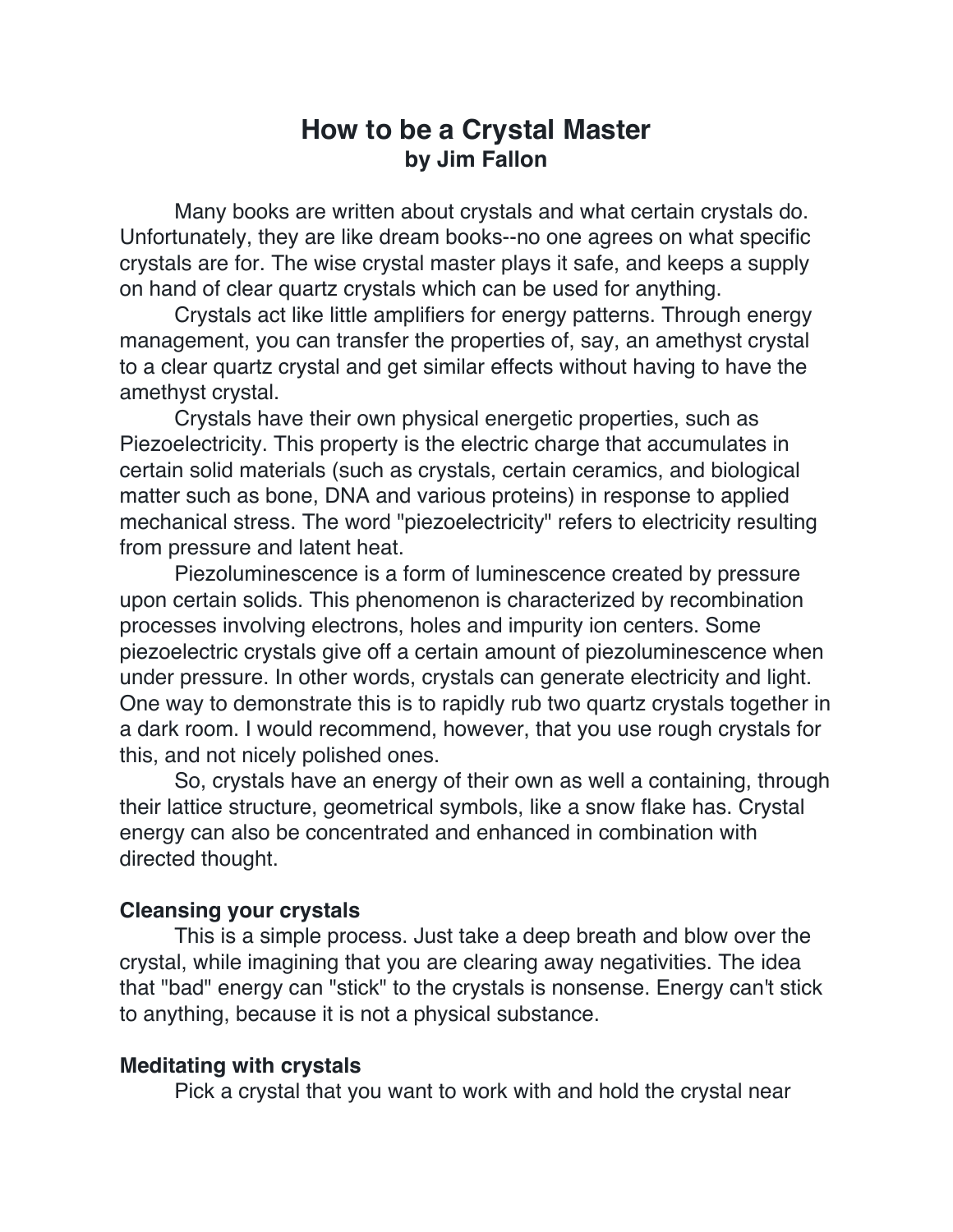# How to be a Crystal Master
**by Jim Fallon**

Many books are written about crystals and what certain crystals do. Unfortunately, they are like dream books--no one agrees on what specific crystals are for. The wise crystal master plays it safe, and keeps a supply on hand of clear quartz crystals which can be used for anything.

Crystals act like little amplifiers for energy patterns. Through energy management, you can transfer the properties of, say, an amethyst crystal to a clear quartz crystal and get similar effects without having to have the amethyst crystal.

Crystals have their own physical energetic properties, such as Piezoelectricity. This property is the electric charge that accumulates in certain solid materials (such as crystals, certain ceramics, and biological matter such as bone, DNA and various proteins) in response to applied mechanical stress. The word "piezoelectricity" refers to electricity resulting from pressure and latent heat.

Piezoluminescence is a form of luminescence created by pressure upon certain solids. This phenomenon is characterized by recombination processes involving electrons, holes and impurity ion centers. Some piezoelectric crystals give off a certain amount of piezoluminescence when under pressure. In other words, crystals can generate electricity and light. One way to demonstrate this is to rapidly rub two quartz crystals together in a dark room. I would recommend, however, that you use rough crystals for this, and not nicely polished ones.

So, crystals have an energy of their own as well a containing, through their lattice structure, geometrical symbols, like a snow flake has. Crystal energy can also be concentrated and enhanced in combination with directed thought.

### Cleansing your crystals

This is a simple process. Just take a deep breath and blow over the crystal, while imagining that you are clearing away negativities. The idea that "bad" energy can "stick" to the crystals is nonsense. Energy can't stick to anything, because it is not a physical substance.

### Meditating with crystals

Pick a crystal that you want to work with and hold the crystal near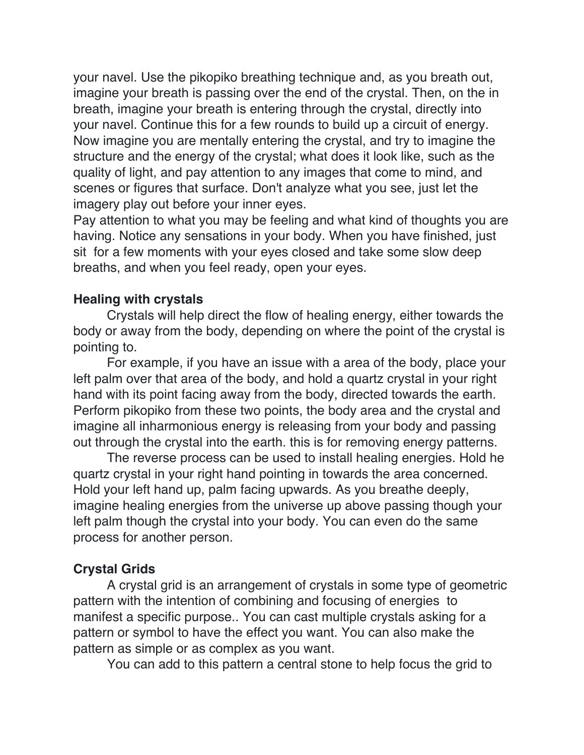your navel. Use the pikopiko breathing technique and, as you breath out, imagine your breath is passing over the end of the crystal. Then, on the in breath, imagine your breath is entering through the crystal, directly into your navel. Continue this for a few rounds to build up a circuit of energy. Now imagine you are mentally entering the crystal, and try to imagine the structure and the energy of the crystal; what does it look like, such as the quality of light, and pay attention to any images that come to mind, and scenes or figures that surface. Don't analyze what you see, just let the imagery play out before your inner eyes.
Pay attention to what you may be feeling and what kind of thoughts you are having. Notice any sensations in your body. When you have finished, just sit  for a few moments with your eyes closed and take some slow deep breaths, and when you feel ready, open your eyes.

**Healing with crystals**

Crystals will help direct the flow of healing energy, either towards the body or away from the body, depending on where the point of the crystal is pointing to.

For example, if you have an issue with a area of the body, place your left palm over that area of the body, and hold a quartz crystal in your right hand with its point facing away from the body, directed towards the earth. Perform pikopiko from these two points, the body area and the crystal and imagine all inharmonious energy is releasing from your body and passing out through the crystal into the earth. this is for removing energy patterns.

The reverse process can be used to install healing energies. Hold he quartz crystal in your right hand pointing in towards the area concerned. Hold your left hand up, palm facing upwards. As you breathe deeply, imagine healing energies from the universe up above passing though your left palm though the crystal into your body. You can even do the same process for another person.

**Crystal Grids**

A crystal grid is an arrangement of crystals in some type of geometric pattern with the intention of combining and focusing of energies  to manifest a specific purpose.. You can cast multiple crystals asking for a pattern or symbol to have the effect you want. You can also make the pattern as simple or as complex as you want.

You can add to this pattern a central stone to help focus the grid to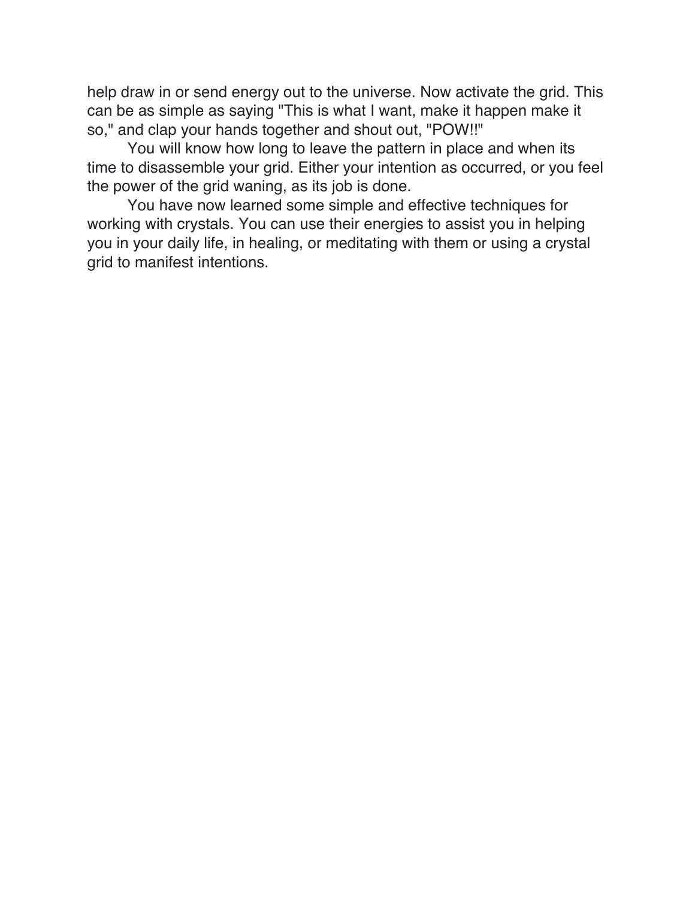help draw in or send energy out to the universe. Now activate the grid. This can be as simple as saying "This is what I want, make it happen make it so," and clap your hands together and shout out, "POW!!"

You will know how long to leave the pattern in place and when its time to disassemble your grid. Either your intention as occurred, or you feel the power of the grid waning, as its job is done.

You have now learned some simple and effective techniques for working with crystals. You can use their energies to assist you in helping you in your daily life, in healing, or meditating with them or using a crystal grid to manifest intentions.